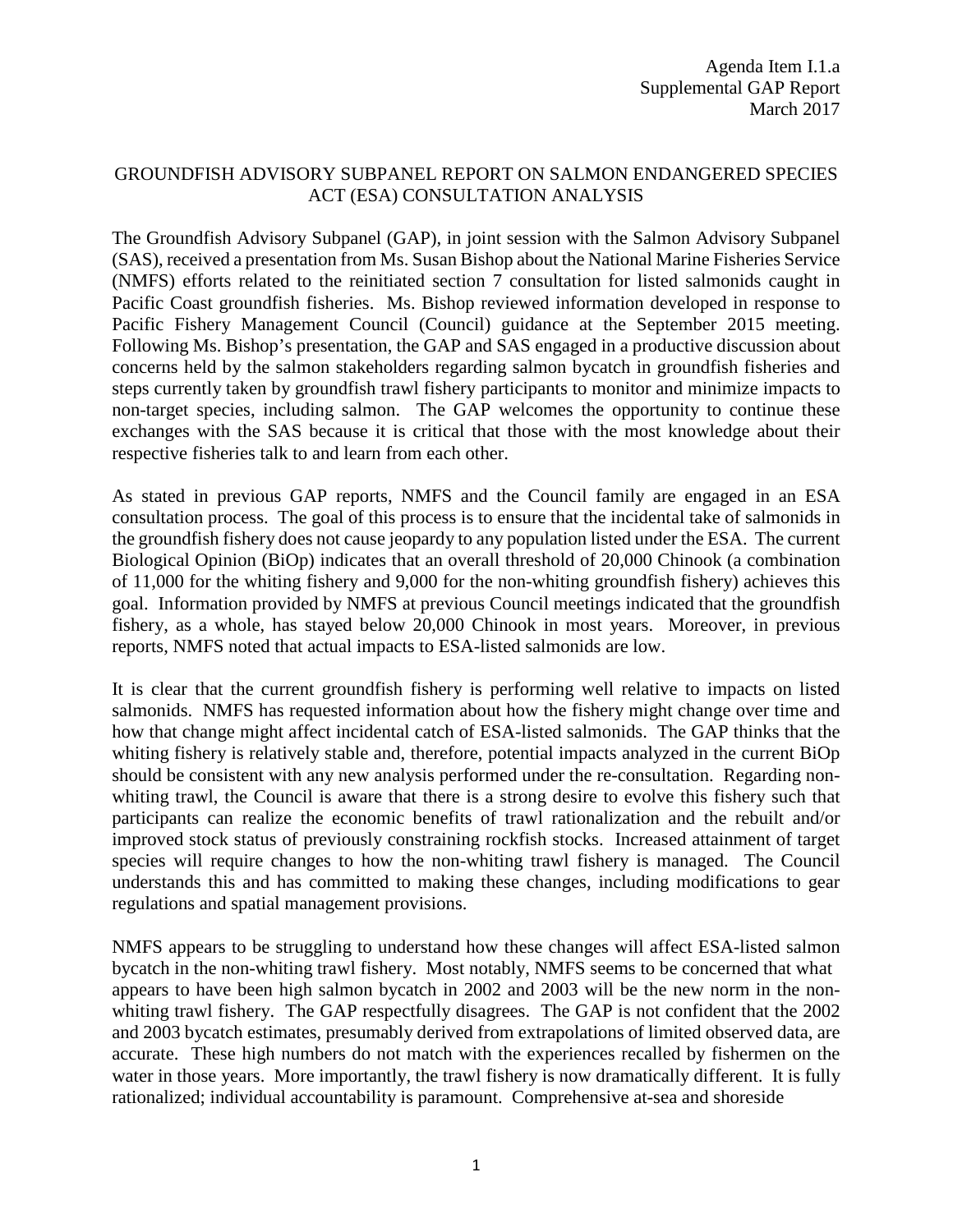Agenda Item I.1.a
Supplemental GAP Report
March 2017

# GROUNDFISH ADVISORY SUBPANEL REPORT ON SALMON ENDANGERED SPECIES ACT (ESA) CONSULTATION ANALYSIS

The Groundfish Advisory Subpanel (GAP), in joint session with the Salmon Advisory Subpanel (SAS), received a presentation from Ms. Susan Bishop about the National Marine Fisheries Service (NMFS) efforts related to the reinitiated section 7 consultation for listed salmonids caught in Pacific Coast groundfish fisheries. Ms. Bishop reviewed information developed in response to Pacific Fishery Management Council (Council) guidance at the September 2015 meeting. Following Ms. Bishop's presentation, the GAP and SAS engaged in a productive discussion about concerns held by the salmon stakeholders regarding salmon bycatch in groundfish fisheries and steps currently taken by groundfish trawl fishery participants to monitor and minimize impacts to non-target species, including salmon. The GAP welcomes the opportunity to continue these exchanges with the SAS because it is critical that those with the most knowledge about their respective fisheries talk to and learn from each other.

As stated in previous GAP reports, NMFS and the Council family are engaged in an ESA consultation process. The goal of this process is to ensure that the incidental take of salmonids in the groundfish fishery does not cause jeopardy to any population listed under the ESA. The current Biological Opinion (BiOp) indicates that an overall threshold of 20,000 Chinook (a combination of 11,000 for the whiting fishery and 9,000 for the non-whiting groundfish fishery) achieves this goal. Information provided by NMFS at previous Council meetings indicated that the groundfish fishery, as a whole, has stayed below 20,000 Chinook in most years. Moreover, in previous reports, NMFS noted that actual impacts to ESA-listed salmonids are low.

It is clear that the current groundfish fishery is performing well relative to impacts on listed salmonids. NMFS has requested information about how the fishery might change over time and how that change might affect incidental catch of ESA-listed salmonids. The GAP thinks that the whiting fishery is relatively stable and, therefore, potential impacts analyzed in the current BiOp should be consistent with any new analysis performed under the re-consultation. Regarding non-whiting trawl, the Council is aware that there is a strong desire to evolve this fishery such that participants can realize the economic benefits of trawl rationalization and the rebuilt and/or improved stock status of previously constraining rockfish stocks. Increased attainment of target species will require changes to how the non-whiting trawl fishery is managed. The Council understands this and has committed to making these changes, including modifications to gear regulations and spatial management provisions.

NMFS appears to be struggling to understand how these changes will affect ESA-listed salmon bycatch in the non-whiting trawl fishery. Most notably, NMFS seems to be concerned that what appears to have been high salmon bycatch in 2002 and 2003 will be the new norm in the non-whiting trawl fishery. The GAP respectfully disagrees. The GAP is not confident that the 2002 and 2003 bycatch estimates, presumably derived from extrapolations of limited observed data, are accurate. These high numbers do not match with the experiences recalled by fishermen on the water in those years. More importantly, the trawl fishery is now dramatically different. It is fully rationalized; individual accountability is paramount. Comprehensive at-sea and shoreside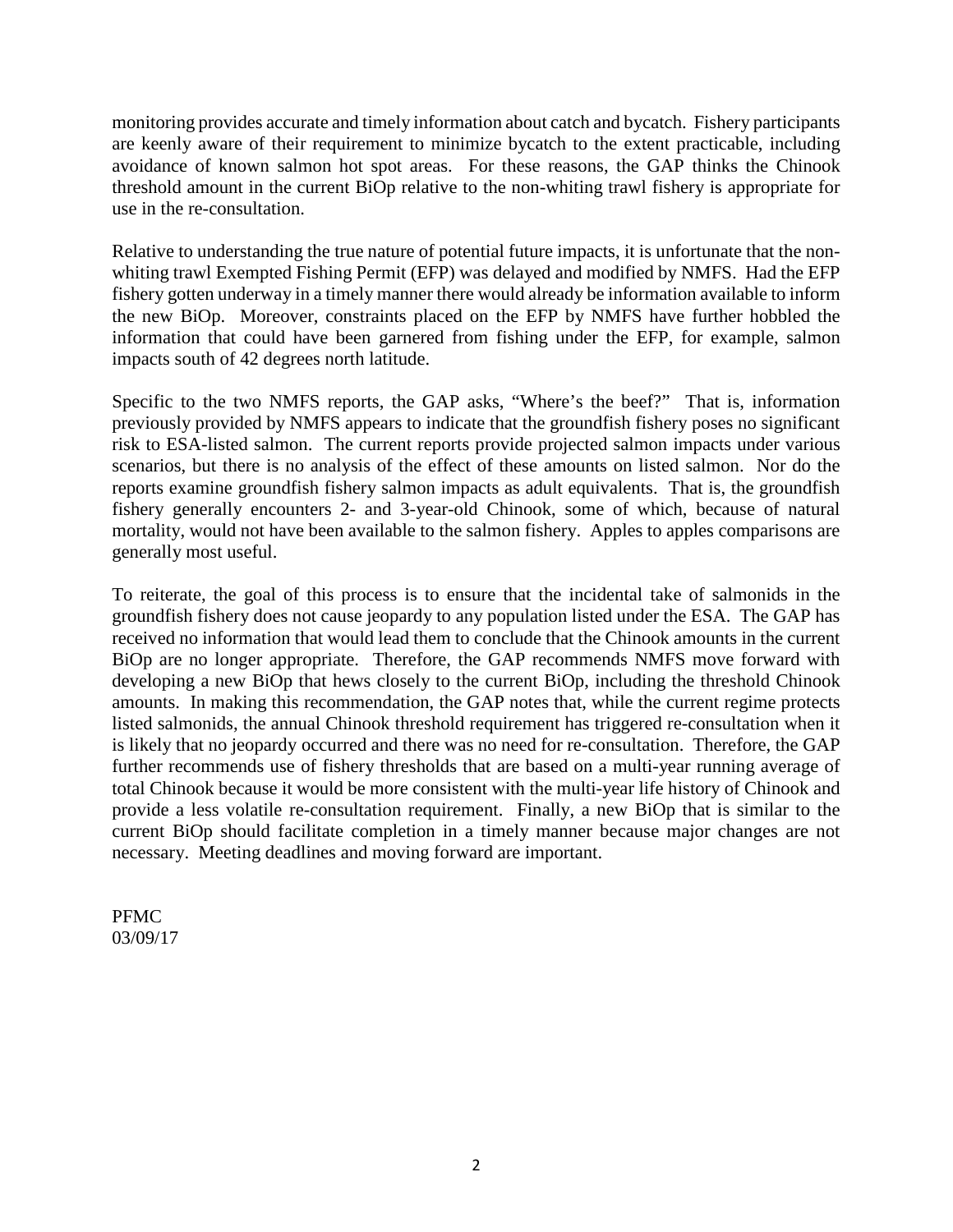monitoring provides accurate and timely information about catch and bycatch. Fishery participants are keenly aware of their requirement to minimize bycatch to the extent practicable, including avoidance of known salmon hot spot areas. For these reasons, the GAP thinks the Chinook threshold amount in the current BiOp relative to the non-whiting trawl fishery is appropriate for use in the re-consultation.

Relative to understanding the true nature of potential future impacts, it is unfortunate that the non-whiting trawl Exempted Fishing Permit (EFP) was delayed and modified by NMFS. Had the EFP fishery gotten underway in a timely manner there would already be information available to inform the new BiOp. Moreover, constraints placed on the EFP by NMFS have further hobbled the information that could have been garnered from fishing under the EFP, for example, salmon impacts south of 42 degrees north latitude.

Specific to the two NMFS reports, the GAP asks, "Where's the beef?" That is, information previously provided by NMFS appears to indicate that the groundfish fishery poses no significant risk to ESA-listed salmon. The current reports provide projected salmon impacts under various scenarios, but there is no analysis of the effect of these amounts on listed salmon. Nor do the reports examine groundfish fishery salmon impacts as adult equivalents. That is, the groundfish fishery generally encounters 2- and 3-year-old Chinook, some of which, because of natural mortality, would not have been available to the salmon fishery. Apples to apples comparisons are generally most useful.

To reiterate, the goal of this process is to ensure that the incidental take of salmonids in the groundfish fishery does not cause jeopardy to any population listed under the ESA. The GAP has received no information that would lead them to conclude that the Chinook amounts in the current BiOp are no longer appropriate. Therefore, the GAP recommends NMFS move forward with developing a new BiOp that hews closely to the current BiOp, including the threshold Chinook amounts. In making this recommendation, the GAP notes that, while the current regime protects listed salmonids, the annual Chinook threshold requirement has triggered re-consultation when it is likely that no jeopardy occurred and there was no need for re-consultation. Therefore, the GAP further recommends use of fishery thresholds that are based on a multi-year running average of total Chinook because it would be more consistent with the multi-year life history of Chinook and provide a less volatile re-consultation requirement. Finally, a new BiOp that is similar to the current BiOp should facilitate completion in a timely manner because major changes are not necessary. Meeting deadlines and moving forward are important.

PFMC
03/09/17